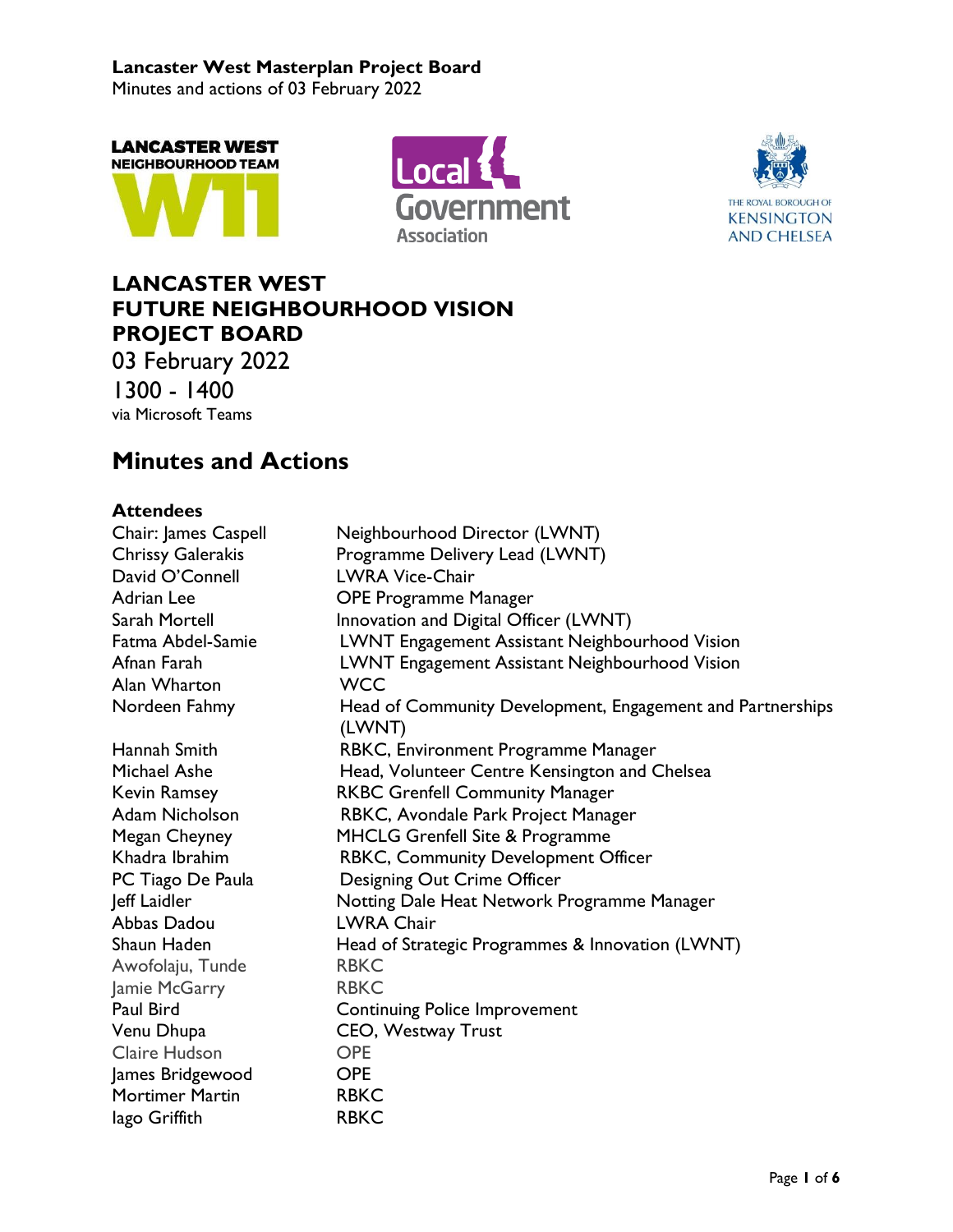**Lancaster West Masterplan Project Board**
Minutes and actions of 03 February 2022

# LANCASTER WEST FUTURE NEIGHBOURHOOD VISION PROJECT BOARD

03 February 2022

1300 - 1400

via Microsoft Teams

## Minutes and Actions

### Attendees

| | |
|---|---|
| Chair: James Caspell | Neighbourhood Director (LWNT) |
| Chrissy Galerakis | Programme Delivery Lead (LWNT) |
| David O'Connell | LWRA Vice-Chair |
| Adrian Lee | OPE Programme Manager |
| Sarah Mortell | Innovation and Digital Officer (LWNT) |
| Fatma Abdel-Samie | LWNT Engagement Assistant Neighbourhood Vision |
| Afnan Farah | LWNT Engagement Assistant Neighbourhood Vision |
| Alan Wharton | WCC |
| Nordeen Fahmy | Head of Community Development, Engagement and Partnerships (LWNT) |
| Hannah Smith | RBKC, Environment Programme Manager |
| Michael Ashe | Head, Volunteer Centre Kensington and Chelsea |
| Kevin Ramsey | RKBC Grenfell Community Manager |
| Adam Nicholson | RBKC, Avondale Park Project Manager |
| Megan Cheyney | MHCLG Grenfell Site & Programme |
| Khadra Ibrahim | RBKC, Community Development Officer |
| PC Tiago De Paula | Designing Out Crime Officer |
| Jeff Laidler | Notting Dale Heat Network Programme Manager |
| Abbas Dadou | LWRA Chair |
| Shaun Haden | Head of Strategic Programmes & Innovation (LWNT) |
| Awofolaju, Tunde | RBKC |
| Jamie McGarry | RBKC |
| Paul Bird | Continuing Police Improvement |
| Venu Dhupa | CEO, Westway Trust |
| Claire Hudson | OPE |
| James Bridgewood | OPE |
| Mortimer Martin | RBKC |
| Iago Griffith | RBKC |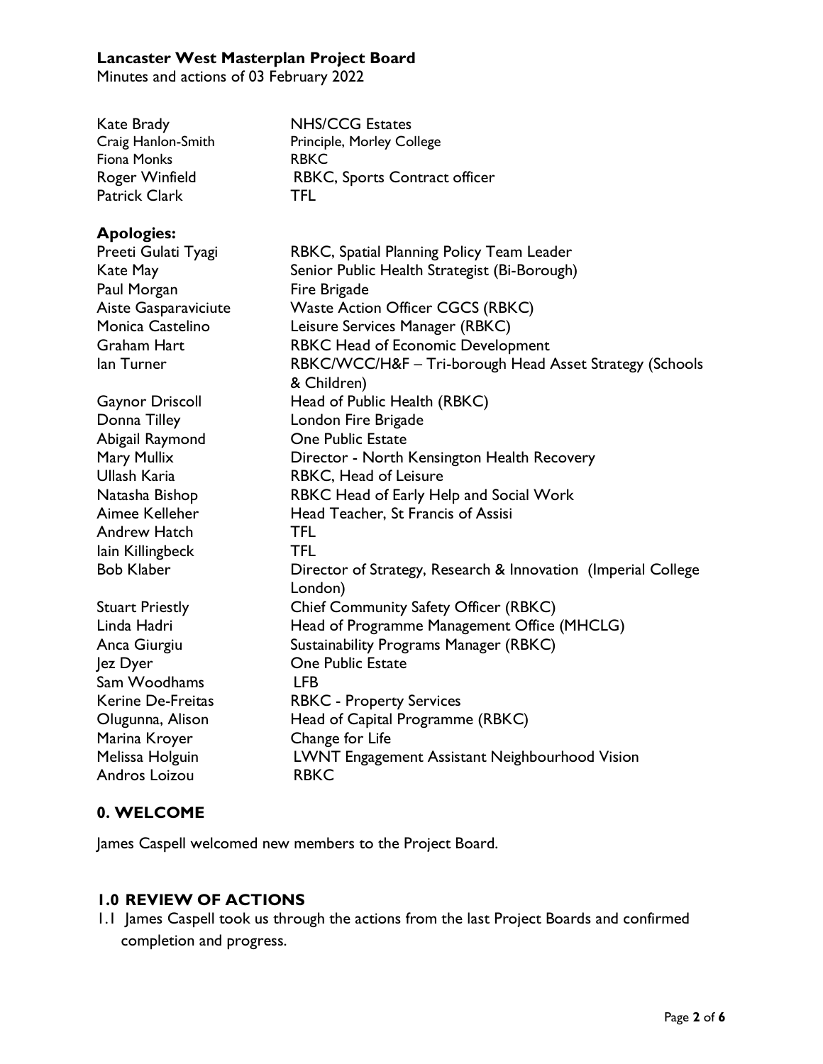## Lancaster West Masterplan Project Board

Minutes and actions of 03 February 2022

| | |
|---|---|
| Kate Brady | NHS/CCG Estates |
| Craig Hanlon-Smith | Principle, Morley College |
| Fiona Monks | RBKC |
| Roger Winfield | RBKC, Sports Contract officer |
| Patrick Clark | TFL |

**Apologies:**

| | |
|---|---|
| Preeti Gulati Tyagi | RBKC, Spatial Planning Policy Team Leader |
| Kate May | Senior Public Health Strategist (Bi-Borough) |
| Paul Morgan | Fire Brigade |
| Aiste Gasparaviciute | Waste Action Officer CGCS (RBKC) |
| Monica Castelino | Leisure Services Manager (RBKC) |
| Graham Hart | RBKC Head of Economic Development |
| Ian Turner | RBKC/WCC/H&F – Tri-borough Head Asset Strategy (Schools & Children) |
| Gaynor Driscoll | Head of Public Health (RBKC) |
| Donna Tilley | London Fire Brigade |
| Abigail Raymond | One Public Estate |
| Mary Mullix | Director - North Kensington Health Recovery |
| Ullash Karia | RBKC, Head of Leisure |
| Natasha Bishop | RBKC Head of Early Help and Social Work |
| Aimee Kelleher | Head Teacher, St Francis of Assisi |
| Andrew Hatch | TFL |
| Iain Killingbeck | TFL |
| Bob Klaber | Director of Strategy, Research & Innovation (Imperial College London) |
| Stuart Priestly | Chief Community Safety Officer (RBKC) |
| Linda Hadri | Head of Programme Management Office (MHCLG) |
| Anca Giurgiu | Sustainability Programs Manager (RBKC) |
| Jez Dyer | One Public Estate |
| Sam Woodhams | LFB |
| Kerine De-Freitas | RBKC - Property Services |
| Olugunna, Alison | Head of Capital Programme (RBKC) |
| Marina Kroyer | Change for Life |
| Melissa Holguin | LWNT Engagement Assistant Neighbourhood Vision |
| Andros Loizou | RBKC |

### 0. WELCOME

James Caspell welcomed new members to the Project Board.

### 1.0 REVIEW OF ACTIONS

1.1 James Caspell took us through the actions from the last Project Boards and confirmed completion and progress.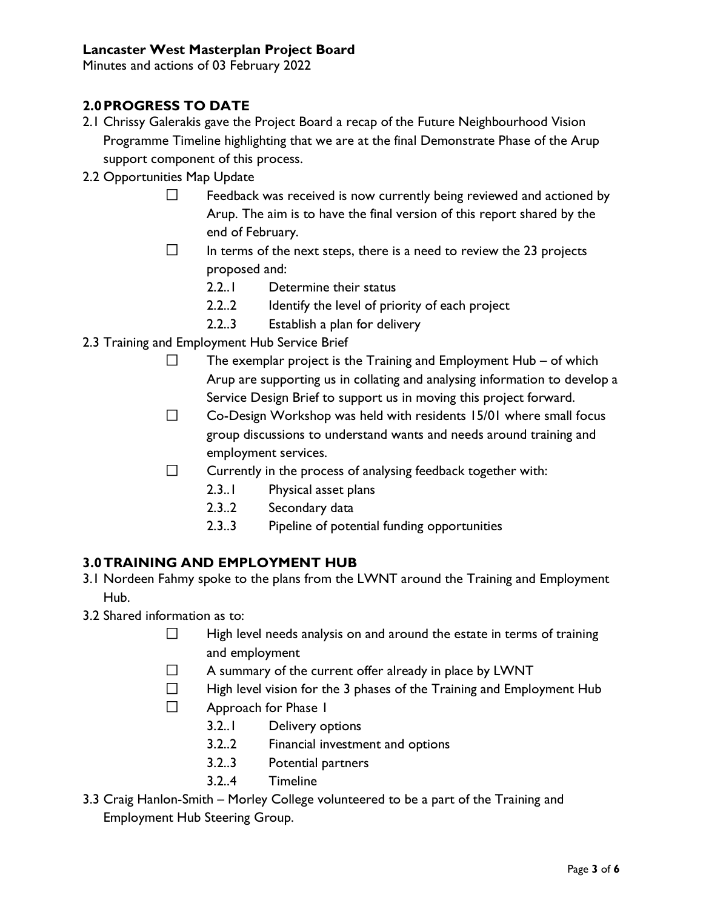## 2.0 PROGRESS TO DATE

2.1 Chrissy Galerakis gave the Project Board a recap of the Future Neighbourhood Vision Programme Timeline highlighting that we are at the final Demonstrate Phase of the Arup support component of this process.

2.2 Opportunities Map Update

- ☐ Feedback was received is now currently being reviewed and actioned by Arup. The aim is to have the final version of this report shared by the end of February.
- ☐ In terms of the next steps, there is a need to review the 23 projects proposed and:
  - 2.2..1 Determine their status
  - 2.2..2 Identify the level of priority of each project
  - 2.2..3 Establish a plan for delivery

2.3 Training and Employment Hub Service Brief

- ☐ The exemplar project is the Training and Employment Hub – of which Arup are supporting us in collating and analysing information to develop a Service Design Brief to support us in moving this project forward.
- ☐ Co-Design Workshop was held with residents 15/01 where small focus group discussions to understand wants and needs around training and employment services.
- ☐ Currently in the process of analysing feedback together with:
  - 2.3..1 Physical asset plans
  - 2.3..2 Secondary data
  - 2.3..3 Pipeline of potential funding opportunities

## 3.0 TRAINING AND EMPLOYMENT HUB

3.1 Nordeen Fahmy spoke to the plans from the LWNT around the Training and Employment Hub.

3.2 Shared information as to:

- ☐ High level needs analysis on and around the estate in terms of training and employment
- ☐ A summary of the current offer already in place by LWNT
- ☐ High level vision for the 3 phases of the Training and Employment Hub
- ☐ Approach for Phase 1
  - 3.2..1 Delivery options
  - 3.2..2 Financial investment and options
  - 3.2..3 Potential partners
  - 3.2..4 Timeline

3.3 Craig Hanlon-Smith – Morley College volunteered to be a part of the Training and Employment Hub Steering Group.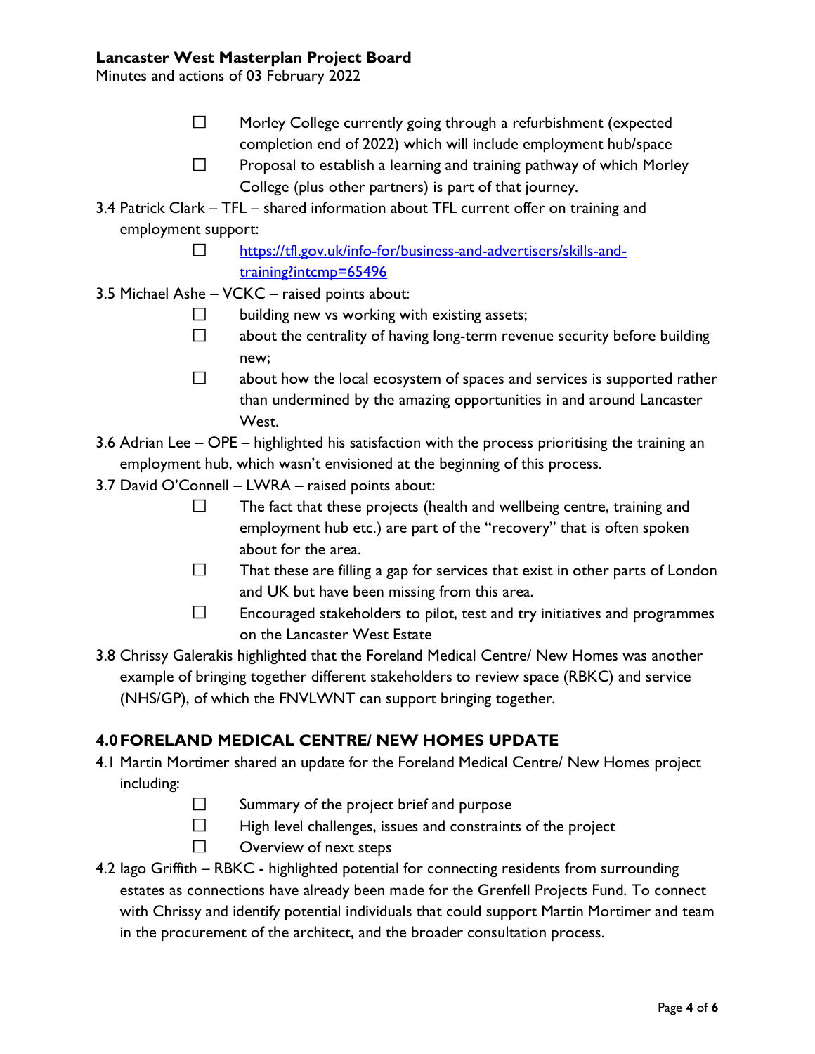- ☐ Morley College currently going through a refurbishment (expected completion end of 2022) which will include employment hub/space
- ☐ Proposal to establish a learning and training pathway of which Morley College (plus other partners) is part of that journey.

3.4 Patrick Clark – TFL – shared information about TFL current offer on training and employment support:

- ☐ [https://tfl.gov.uk/info-for/business-and-advertisers/skills-and-training?intcmp=65496](https://tfl.gov.uk/info-for/business-and-advertisers/skills-and-training?intcmp=65496)

3.5 Michael Ashe – VCKC – raised points about:

- ☐ building new vs working with existing assets;
- ☐ about the centrality of having long-term revenue security before building new;
- ☐ about how the local ecosystem of spaces and services is supported rather than undermined by the amazing opportunities in and around Lancaster West.

3.6 Adrian Lee – OPE – highlighted his satisfaction with the process prioritising the training an employment hub, which wasn't envisioned at the beginning of this process.

3.7 David O'Connell – LWRA – raised points about:

- ☐ The fact that these projects (health and wellbeing centre, training and employment hub etc.) are part of the "recovery" that is often spoken about for the area.
- ☐ That these are filling a gap for services that exist in other parts of London and UK but have been missing from this area.
- ☐ Encouraged stakeholders to pilot, test and try initiatives and programmes on the Lancaster West Estate

3.8 Chrissy Galerakis highlighted that the Foreland Medical Centre/ New Homes was another example of bringing together different stakeholders to review space (RBKC) and service (NHS/GP), of which the FNVLWNT can support bringing together.

## 4.0 FORELAND MEDICAL CENTRE/ NEW HOMES UPDATE

4.1 Martin Mortimer shared an update for the Foreland Medical Centre/ New Homes project including:

- ☐ Summary of the project brief and purpose
- ☐ High level challenges, issues and constraints of the project
- ☐ Overview of next steps

4.2 Iago Griffith – RBKC - highlighted potential for connecting residents from surrounding estates as connections have already been made for the Grenfell Projects Fund. To connect with Chrissy and identify potential individuals that could support Martin Mortimer and team in the procurement of the architect, and the broader consultation process.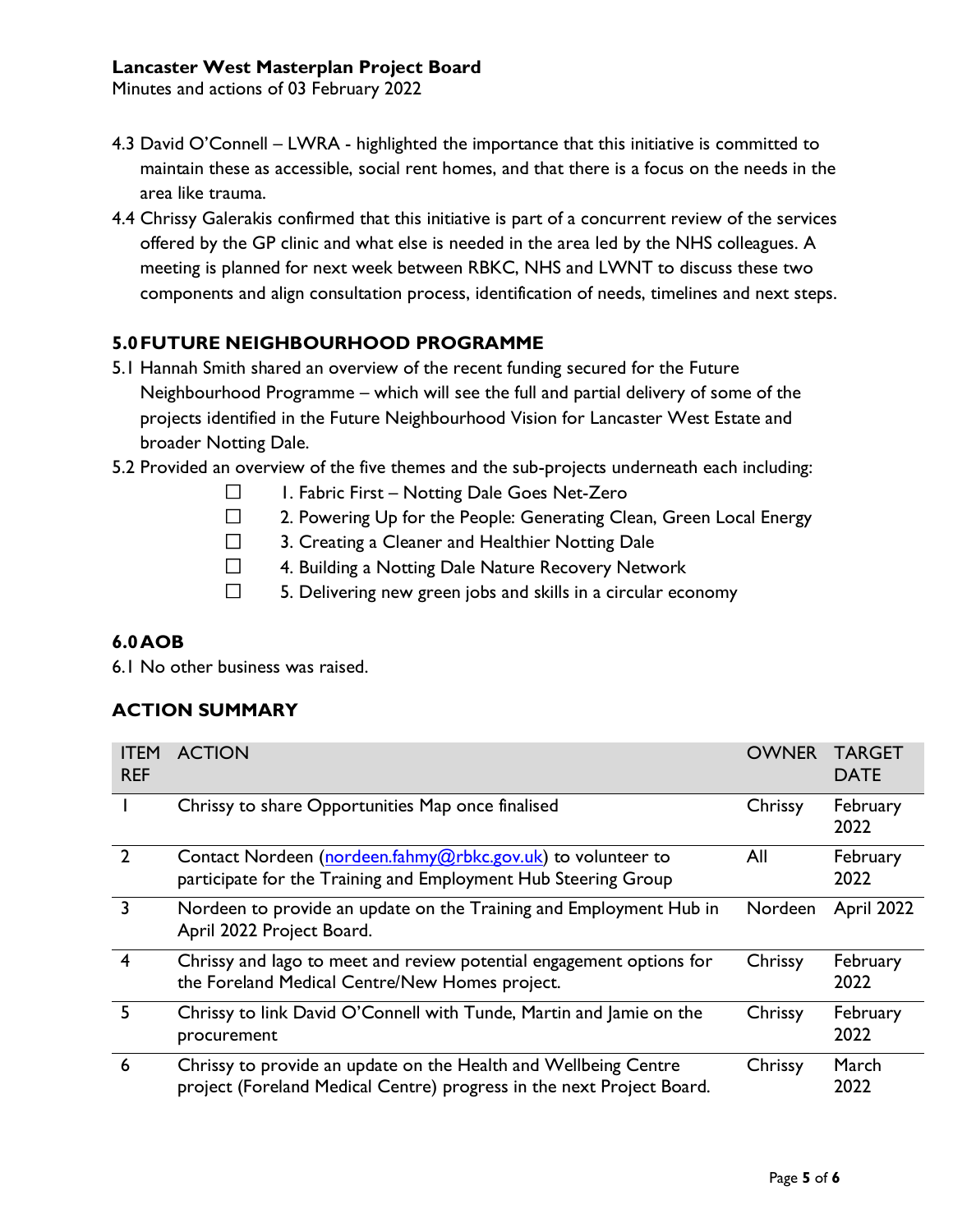4.3 David O'Connell – LWRA - highlighted the importance that this initiative is committed to maintain these as accessible, social rent homes, and that there is a focus on the needs in the area like trauma.

4.4 Chrissy Galerakis confirmed that this initiative is part of a concurrent review of the services offered by the GP clinic and what else is needed in the area led by the NHS colleagues. A meeting is planned for next week between RBKC, NHS and LWNT to discuss these two components and align consultation process, identification of needs, timelines and next steps.

## 5.0 FUTURE NEIGHBOURHOOD PROGRAMME

5.1 Hannah Smith shared an overview of the recent funding secured for the Future Neighbourhood Programme – which will see the full and partial delivery of some of the projects identified in the Future Neighbourhood Vision for Lancaster West Estate and broader Notting Dale.

5.2 Provided an overview of the five themes and the sub-projects underneath each including:

- ☐ 1. Fabric First – Notting Dale Goes Net-Zero
- ☐ 2. Powering Up for the People: Generating Clean, Green Local Energy
- ☐ 3. Creating a Cleaner and Healthier Notting Dale
- ☐ 4. Building a Notting Dale Nature Recovery Network
- ☐ 5. Delivering new green jobs and skills in a circular economy

## 6.0 AOB

6.1 No other business was raised.

## ACTION SUMMARY

| ITEM REF | ACTION | OWNER | TARGET DATE |
|---|---|---|---|
| 1 | Chrissy to share Opportunities Map once finalised | Chrissy | February 2022 |
| 2 | Contact Nordeen (nordeen.fahmy@rbkc.gov.uk) to volunteer to participate for the Training and Employment Hub Steering Group | All | February 2022 |
| 3 | Nordeen to provide an update on the Training and Employment Hub in April 2022 Project Board. | Nordeen | April 2022 |
| 4 | Chrissy and Iago to meet and review potential engagement options for the Foreland Medical Centre/New Homes project. | Chrissy | February 2022 |
| 5 | Chrissy to link David O'Connell with Tunde, Martin and Jamie on the procurement | Chrissy | February 2022 |
| 6 | Chrissy to provide an update on the Health and Wellbeing Centre project (Foreland Medical Centre) progress in the next Project Board. | Chrissy | March 2022 |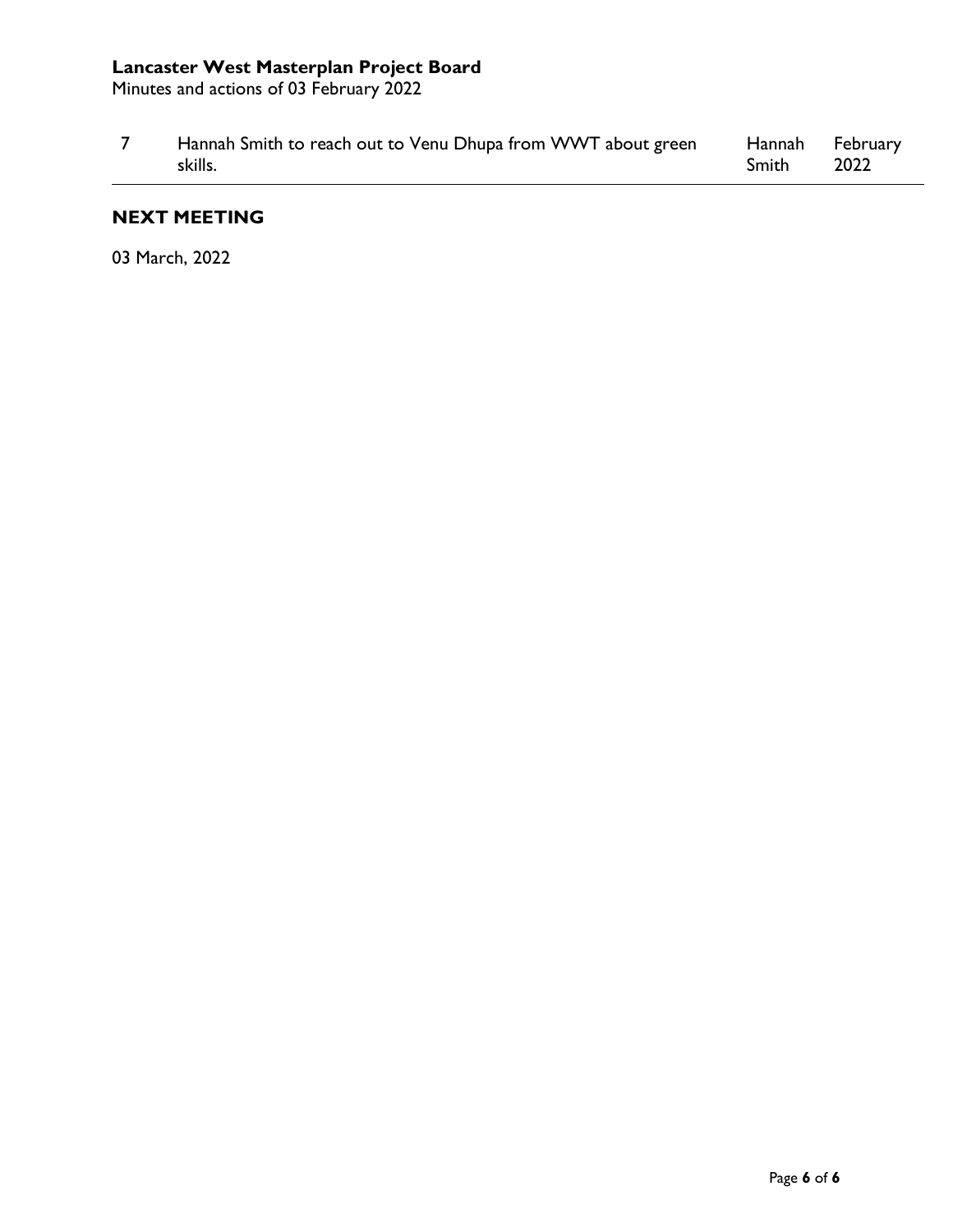| | | | |
|---|---|---|---|
| 7 | Hannah Smith to reach out to Venu Dhupa from WWT about green skills. | Hannah Smith | February 2022 |

## NEXT MEETING

03 March, 2022